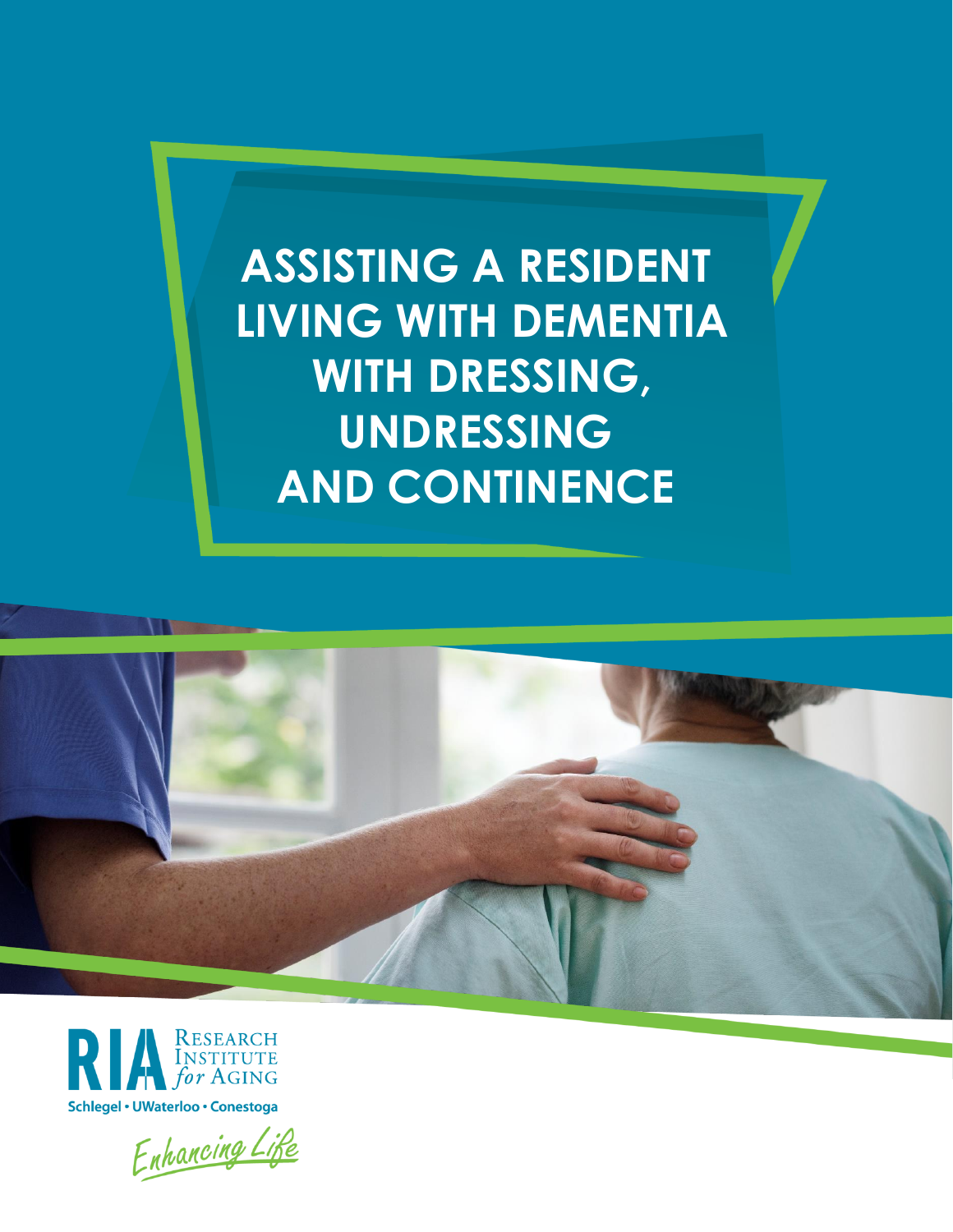# ASSISTING A RESIDENT LIVING WITH DEMENTIA WITH DRESSING, UNDRESSING AND CONTINENCE

RIA Research Institute for Aging

Schlegel • UWaterloo • Conestoga

Enhancing Life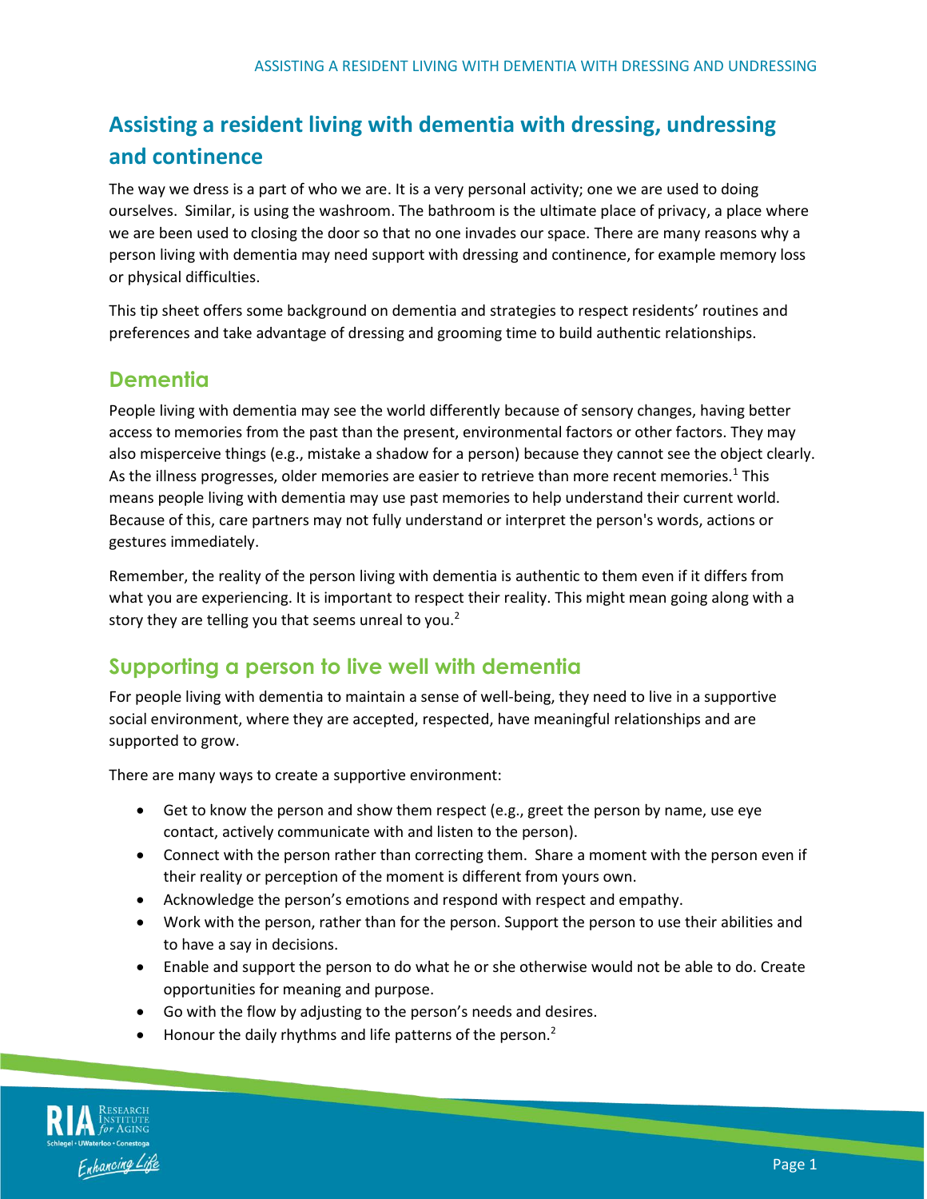# Assisting a resident living with dementia with dressing, undressing and continence

The way we dress is a part of who we are. It is a very personal activity; one we are used to doing ourselves. Similar, is using the washroom. The bathroom is the ultimate place of privacy, a place where we are been used to closing the door so that no one invades our space. There are many reasons why a person living with dementia may need support with dressing and continence, for example memory loss or physical difficulties.

This tip sheet offers some background on dementia and strategies to respect residents' routines and preferences and take advantage of dressing and grooming time to build authentic relationships.

## Dementia

People living with dementia may see the world differently because of sensory changes, having better access to memories from the past than the present, environmental factors or other factors. They may also misperceive things (e.g., mistake a shadow for a person) because they cannot see the object clearly. As the illness progresses, older memories are easier to retrieve than more recent memories.[1] This means people living with dementia may use past memories to help understand their current world. Because of this, care partners may not fully understand or interpret the person's words, actions or gestures immediately.

Remember, the reality of the person living with dementia is authentic to them even if it differs from what you are experiencing. It is important to respect their reality. This might mean going along with a story they are telling you that seems unreal to you.[2]

## Supporting a person to live well with dementia

For people living with dementia to maintain a sense of well-being, they need to live in a supportive social environment, where they are accepted, respected, have meaningful relationships and are supported to grow.

There are many ways to create a supportive environment:

- Get to know the person and show them respect (e.g., greet the person by name, use eye contact, actively communicate with and listen to the person).
- Connect with the person rather than correcting them. Share a moment with the person even if their reality or perception of the moment is different from yours own.
- Acknowledge the person's emotions and respond with respect and empathy.
- Work with the person, rather than for the person. Support the person to use their abilities and to have a say in decisions.
- Enable and support the person to do what he or she otherwise would not be able to do. Create opportunities for meaning and purpose.
- Go with the flow by adjusting to the person's needs and desires.
- Honour the daily rhythms and life patterns of the person.[2]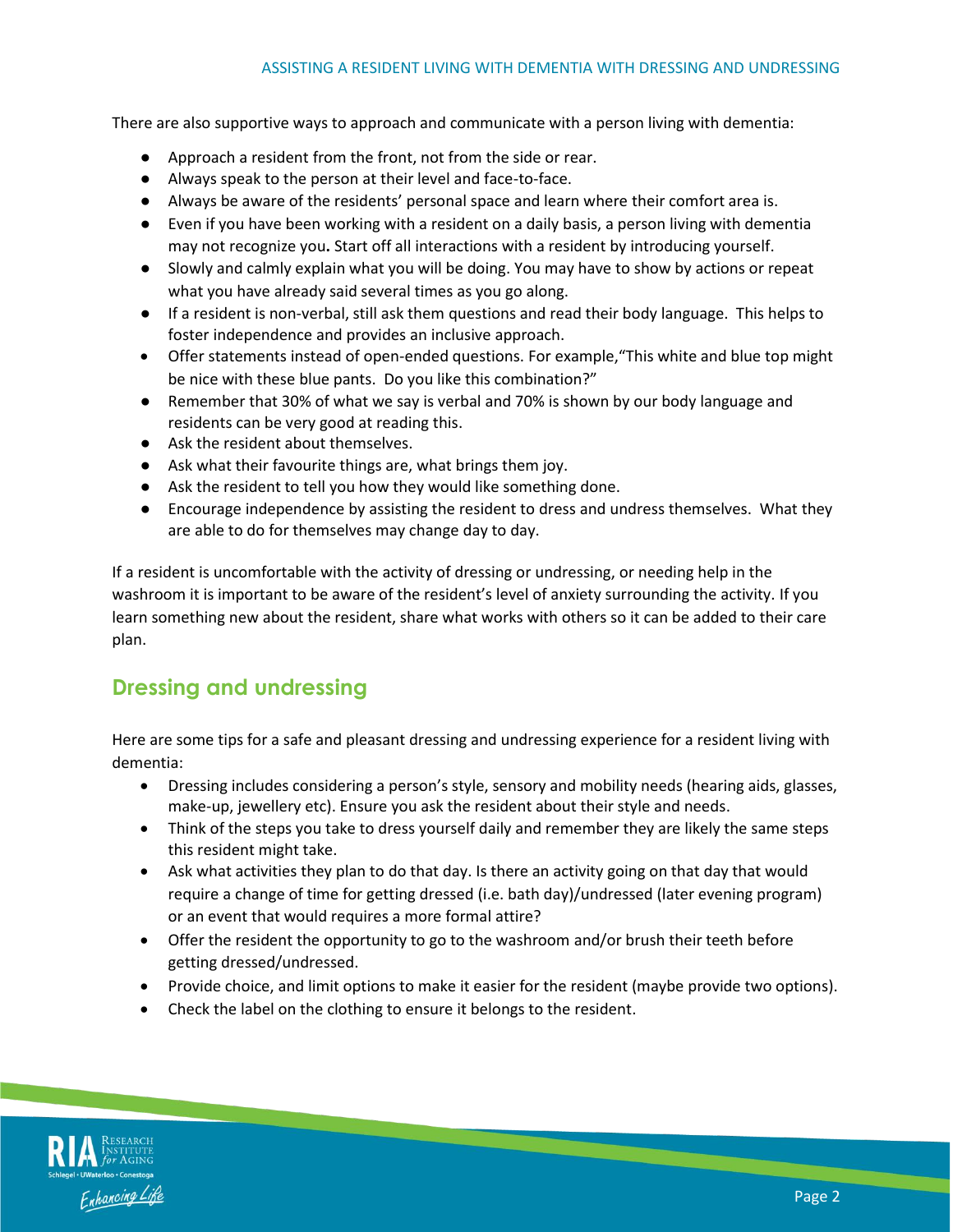There are also supportive ways to approach and communicate with a person living with dementia:

- Approach a resident from the front, not from the side or rear.
- Always speak to the person at their level and face-to-face.
- Always be aware of the residents' personal space and learn where their comfort area is.
- Even if you have been working with a resident on a daily basis, a person living with dementia may not recognize you**.** Start off all interactions with a resident by introducing yourself.
- Slowly and calmly explain what you will be doing. You may have to show by actions or repeat what you have already said several times as you go along.
- If a resident is non-verbal, still ask them questions and read their body language. This helps to foster independence and provides an inclusive approach.
- Offer statements instead of open-ended questions. For example,"This white and blue top might be nice with these blue pants. Do you like this combination?"
- Remember that 30% of what we say is verbal and 70% is shown by our body language and residents can be very good at reading this.
- Ask the resident about themselves.
- Ask what their favourite things are, what brings them joy.
- Ask the resident to tell you how they would like something done.
- Encourage independence by assisting the resident to dress and undress themselves. What they are able to do for themselves may change day to day.

If a resident is uncomfortable with the activity of dressing or undressing, or needing help in the washroom it is important to be aware of the resident's level of anxiety surrounding the activity. If you learn something new about the resident, share what works with others so it can be added to their care plan.

## Dressing and undressing

Here are some tips for a safe and pleasant dressing and undressing experience for a resident living with dementia:

- Dressing includes considering a person's style, sensory and mobility needs (hearing aids, glasses, make-up, jewellery etc). Ensure you ask the resident about their style and needs.
- Think of the steps you take to dress yourself daily and remember they are likely the same steps this resident might take.
- Ask what activities they plan to do that day. Is there an activity going on that day that would require a change of time for getting dressed (i.e. bath day)/undressed (later evening program) or an event that would requires a more formal attire?
- Offer the resident the opportunity to go to the washroom and/or brush their teeth before getting dressed/undressed.
- Provide choice, and limit options to make it easier for the resident (maybe provide two options).
- Check the label on the clothing to ensure it belongs to the resident.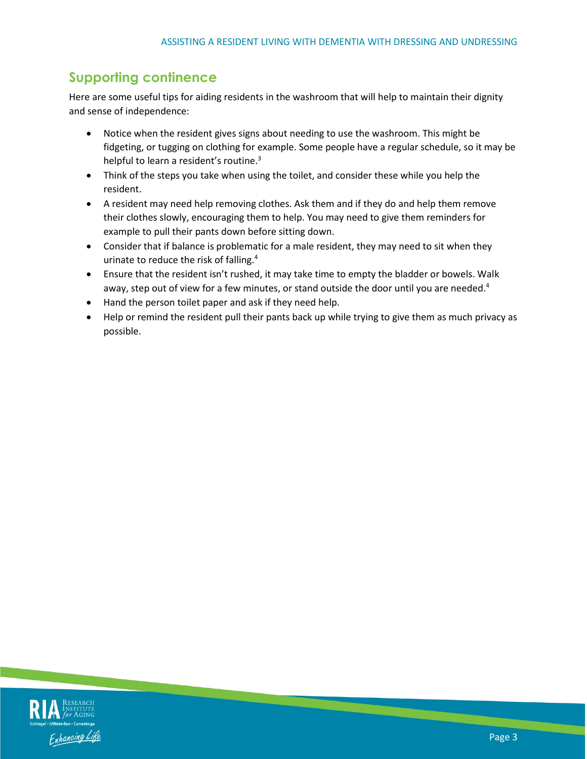## Supporting continence

Here are some useful tips for aiding residents in the washroom that will help to maintain their dignity and sense of independence:

- Notice when the resident gives signs about needing to use the washroom. This might be fidgeting, or tugging on clothing for example. Some people have a regular schedule, so it may be helpful to learn a resident's routine.[3]
- Think of the steps you take when using the toilet, and consider these while you help the resident.
- A resident may need help removing clothes. Ask them and if they do and help them remove their clothes slowly, encouraging them to help. You may need to give them reminders for example to pull their pants down before sitting down.
- Consider that if balance is problematic for a male resident, they may need to sit when they urinate to reduce the risk of falling.[4]
- Ensure that the resident isn't rushed, it may take time to empty the bladder or bowels. Walk away, step out of view for a few minutes, or stand outside the door until you are needed.[4]
- Hand the person toilet paper and ask if they need help.
- Help or remind the resident pull their pants back up while trying to give them as much privacy as possible.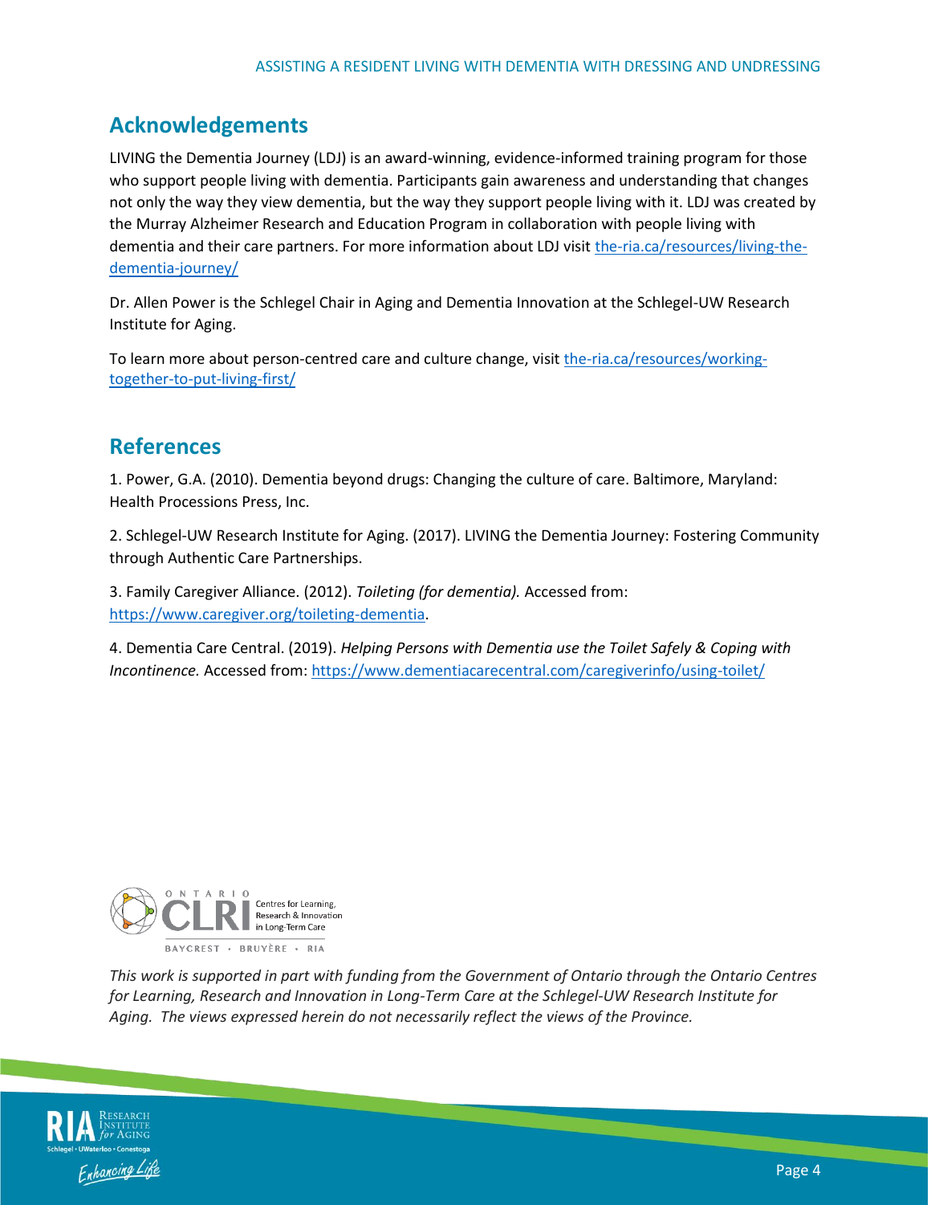## Acknowledgements

LIVING the Dementia Journey (LDJ) is an award-winning, evidence-informed training program for those who support people living with dementia. Participants gain awareness and understanding that changes not only the way they view dementia, but the way they support people living with it. LDJ was created by the Murray Alzheimer Research and Education Program in collaboration with people living with dementia and their care partners. For more information about LDJ visit [the-ria.ca/resources/living-the-dementia-journey/](the-ria.ca/resources/living-the-dementia-journey/)

Dr. Allen Power is the Schlegel Chair in Aging and Dementia Innovation at the Schlegel-UW Research Institute for Aging.

To learn more about person-centred care and culture change, visit [the-ria.ca/resources/working-together-to-put-living-first/](the-ria.ca/resources/working-together-to-put-living-first/)

## References

1. Power, G.A. (2010). Dementia beyond drugs: Changing the culture of care. Baltimore, Maryland: Health Processions Press, Inc.

2. Schlegel-UW Research Institute for Aging. (2017). LIVING the Dementia Journey: Fostering Community through Authentic Care Partnerships.

3. Family Caregiver Alliance. (2012). *Toileting (for dementia).* Accessed from: [https://www.caregiver.org/toileting-dementia](https://www.caregiver.org/toileting-dementia).

4. Dementia Care Central. (2019). *Helping Persons with Dementia use the Toilet Safely & Coping with Incontinence.* Accessed from: [https://www.dementiacarecentral.com/caregiverinfo/using-toilet/](https://www.dementiacarecentral.com/caregiverinfo/using-toilet/)

*This work is supported in part with funding from the Government of Ontario through the Ontario Centres for Learning, Research and Innovation in Long-Term Care at the Schlegel-UW Research Institute for Aging. The views expressed herein do not necessarily reflect the views of the Province.*